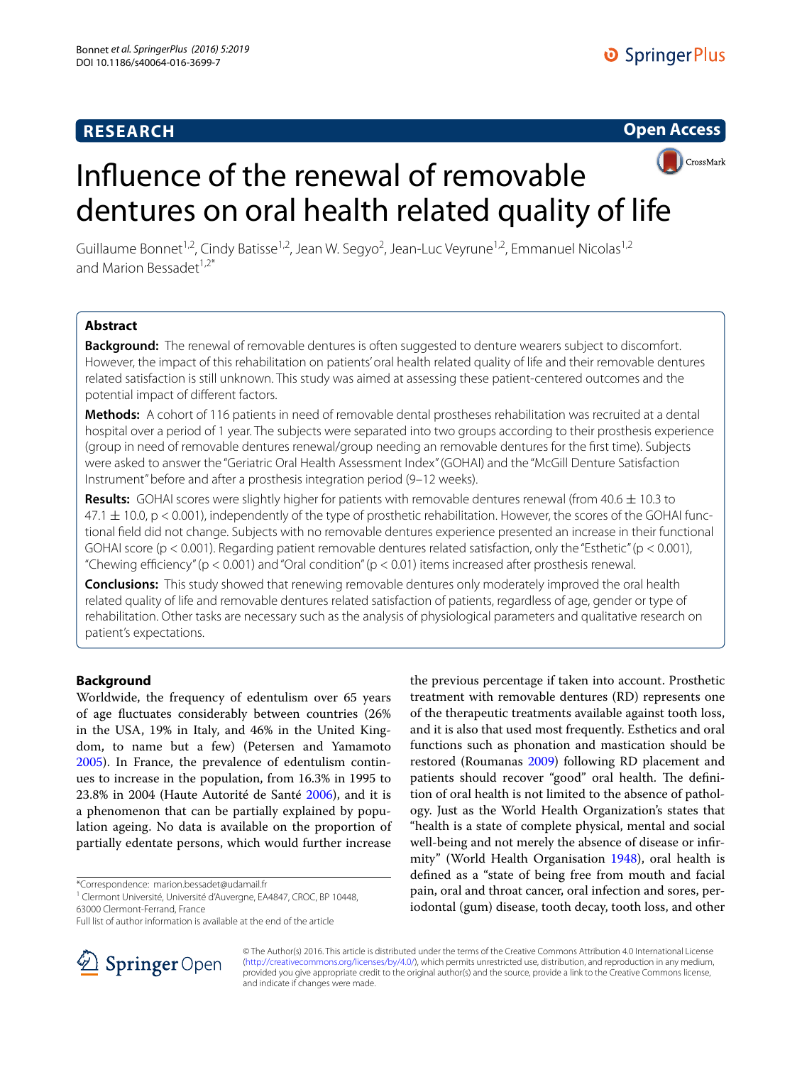**RESEARCH** | **Open Access**

# Influence of the renewal of removable dentures on oral health related quality of life

Guillaume Bonnet[1,2], Cindy Batisse[1,2], Jean W. Segyo[2], Jean-Luc Veyrune[1,2], Emmanuel Nicolas[1,2] and Marion Bessadet[1,2*]

## Abstract

**Background:** The renewal of removable dentures is often suggested to denture wearers subject to discomfort. However, the impact of this rehabilitation on patients' oral health related quality of life and their removable dentures related satisfaction is still unknown. This study was aimed at assessing these patient-centered outcomes and the potential impact of different factors.

**Methods:** A cohort of 116 patients in need of removable dental prostheses rehabilitation was recruited at a dental hospital over a period of 1 year. The subjects were separated into two groups according to their prosthesis experience (group in need of removable dentures renewal/group needing an removable dentures for the first time). Subjects were asked to answer the "Geriatric Oral Health Assessment Index" (GOHAI) and the "McGill Denture Satisfaction Instrument" before and after a prosthesis integration period (9–12 weeks).

**Results:** GOHAI scores were slightly higher for patients with removable dentures renewal (from $40.6 \pm 10.3$ to $47.1 \pm 10.0$, $p < 0.001$), independently of the type of prosthetic rehabilitation. However, the scores of the GOHAI functional field did not change. Subjects with no removable dentures experience presented an increase in their functional GOHAI score ($p < 0.001$). Regarding patient removable dentures related satisfaction, only the "Esthetic" ($p < 0.001$), "Chewing efficiency" ($p < 0.001$) and "Oral condition" ($p < 0.01$) items increased after prosthesis renewal.

**Conclusions:** This study showed that renewing removable dentures only moderately improved the oral health related quality of life and removable dentures related satisfaction of patients, regardless of age, gender or type of rehabilitation. Other tasks are necessary such as the analysis of physiological parameters and qualitative research on patient's expectations.

## Background

Worldwide, the frequency of edentulism over 65 years of age fluctuates considerably between countries (26% in the USA, 19% in Italy, and 46% in the United Kingdom, to name but a few) (Petersen and Yamamoto 2005). In France, the prevalence of edentulism continues to increase in the population, from 16.3% in 1995 to 23.8% in 2004 (Haute Autorité de Santé 2006), and it is a phenomenon that can be partially explained by population ageing. No data is available on the proportion of partially edentate persons, which would further increase the previous percentage if taken into account. Prosthetic treatment with removable dentures (RD) represents one of the therapeutic treatments available against tooth loss, and it is also that used most frequently. Esthetics and oral functions such as phonation and mastication should be restored (Roumanas 2009) following RD placement and patients should recover "good" oral health. The definition of oral health is not limited to the absence of pathology. Just as the World Health Organization's states that "health is a state of complete physical, mental and social well-being and not merely the absence of disease or infirmity" (World Health Organisation 1948), oral health is defined as a "state of being free from mouth and facial pain, oral and throat cancer, oral infection and sores, periodontal (gum) disease, tooth decay, tooth loss, and other

*Correspondence: marion.bessadet@udamail.fr
[1] Clermont Université, Université d'Auvergne, EA4847, CROC, BP 10448, 63000 Clermont-Ferrand, France
Full list of author information is available at the end of the article

© The Author(s) 2016. This article is distributed under the terms of the Creative Commons Attribution 4.0 International License (http://creativecommons.org/licenses/by/4.0/), which permits unrestricted use, distribution, and reproduction in any medium, provided you give appropriate credit to the original author(s) and the source, provide a link to the Creative Commons license, and indicate if changes were made.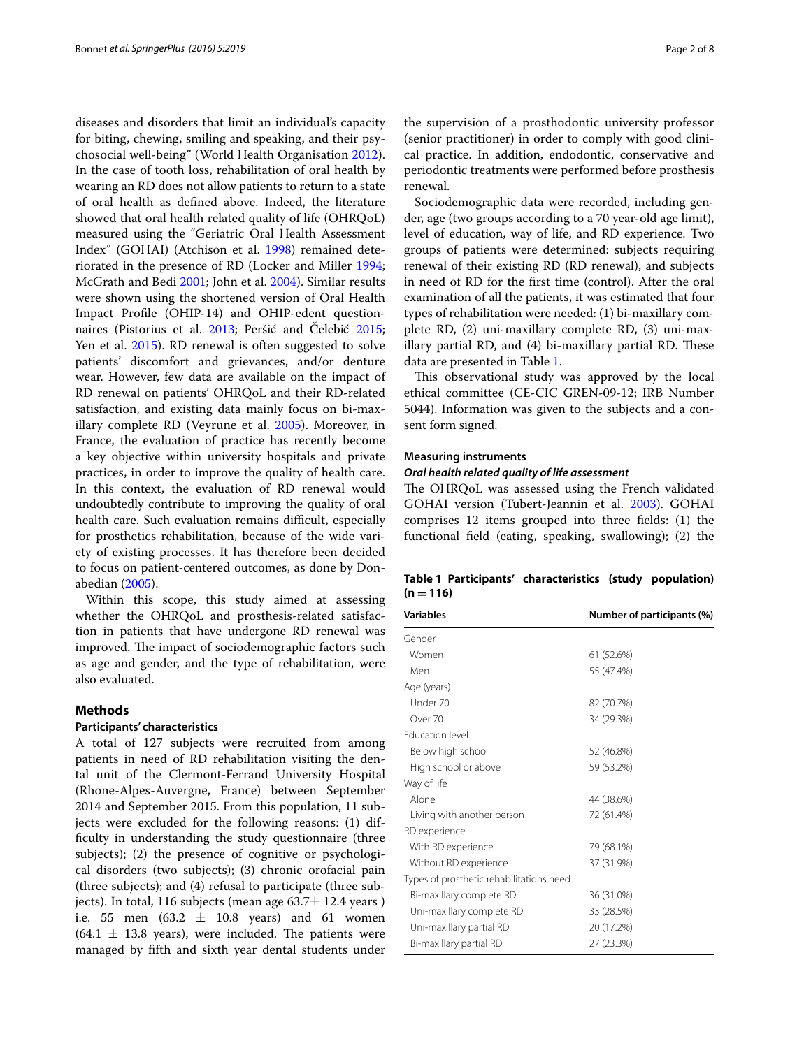diseases and disorders that limit an individual's capacity for biting, chewing, smiling and speaking, and their psychosocial well-being" (World Health Organisation 2012). In the case of tooth loss, rehabilitation of oral health by wearing an RD does not allow patients to return to a state of oral health as defined above. Indeed, the literature showed that oral health related quality of life (OHRQoL) measured using the "Geriatric Oral Health Assessment Index" (GOHAI) (Atchison et al. 1998) remained deteriorated in the presence of RD (Locker and Miller 1994; McGrath and Bedi 2001; John et al. 2004). Similar results were shown using the shortened version of Oral Health Impact Profile (OHIP-14) and OHIP-edent questionnaires (Pistorius et al. 2013; Peršić and Čelebić 2015; Yen et al. 2015). RD renewal is often suggested to solve patients' discomfort and grievances, and/or denture wear. However, few data are available on the impact of RD renewal on patients' OHRQoL and their RD-related satisfaction, and existing data mainly focus on bi-maxillary complete RD (Veyrune et al. 2005). Moreover, in France, the evaluation of practice has recently become a key objective within university hospitals and private practices, in order to improve the quality of health care. In this context, the evaluation of RD renewal would undoubtedly contribute to improving the quality of oral health care. Such evaluation remains difficult, especially for prosthetics rehabilitation, because of the wide variety of existing processes. It has therefore been decided to focus on patient-centered outcomes, as done by Donabedian (2005).

Within this scope, this study aimed at assessing whether the OHRQoL and prosthesis-related satisfaction in patients that have undergone RD renewal was improved. The impact of sociodemographic factors such as age and gender, and the type of rehabilitation, were also evaluated.

## Methods

### Participants' characteristics

A total of 127 subjects were recruited from among patients in need of RD rehabilitation visiting the dental unit of the Clermont-Ferrand University Hospital (Rhone-Alpes-Auvergne, France) between September 2014 and September 2015. From this population, 11 subjects were excluded for the following reasons: (1) difficulty in understanding the study questionnaire (three subjects); (2) the presence of cognitive or psychological disorders (two subjects); (3) chronic orofacial pain (three subjects); and (4) refusal to participate (three subjects). In total, 116 subjects (mean age 63.7± 12.4 years ) i.e. 55 men (63.2 ± 10.8 years) and 61 women (64.1 ± 13.8 years), were included. The patients were managed by fifth and sixth year dental students under the supervision of a prosthodontic university professor (senior practitioner) in order to comply with good clinical practice. In addition, endodontic, conservative and periodontic treatments were performed before prosthesis renewal.

Sociodemographic data were recorded, including gender, age (two groups according to a 70 year-old age limit), level of education, way of life, and RD experience. Two groups of patients were determined: subjects requiring renewal of their existing RD (RD renewal), and subjects in need of RD for the first time (control). After the oral examination of all the patients, it was estimated that four types of rehabilitation were needed: (1) bi-maxillary complete RD, (2) uni-maxillary complete RD, (3) uni-maxillary partial RD, and (4) bi-maxillary partial RD. These data are presented in Table 1.

This observational study was approved by the local ethical committee (CE-CIC GREN-09-12; IRB Number 5044). Information was given to the subjects and a consent form signed.

### Measuring instruments

#### *Oral health related quality of life assessment*

The OHRQoL was assessed using the French validated GOHAI version (Tubert-Jeannin et al. 2003). GOHAI comprises 12 items grouped into three fields: (1) the functional field (eating, speaking, swallowing); (2) the

**Table 1 Participants' characteristics (study population) (n = 116)**

| Variables | Number of participants (%) |
|---|---|
| Gender | |
| Women | 61 (52.6%) |
| Men | 55 (47.4%) |
| Age (years) | |
| Under 70 | 82 (70.7%) |
| Over 70 | 34 (29.3%) |
| Education level | |
| Below high school | 52 (46.8%) |
| High school or above | 59 (53.2%) |
| Way of life | |
| Alone | 44 (38.6%) |
| Living with another person | 72 (61.4%) |
| RD experience | |
| With RD experience | 79 (68.1%) |
| Without RD experience | 37 (31.9%) |
| Types of prosthetic rehabilitations need | |
| Bi-maxillary complete RD | 36 (31.0%) |
| Uni-maxillary complete RD | 33 (28.5%) |
| Uni-maxillary partial RD | 20 (17.2%) |
| Bi-maxillary partial RD | 27 (23.3%) |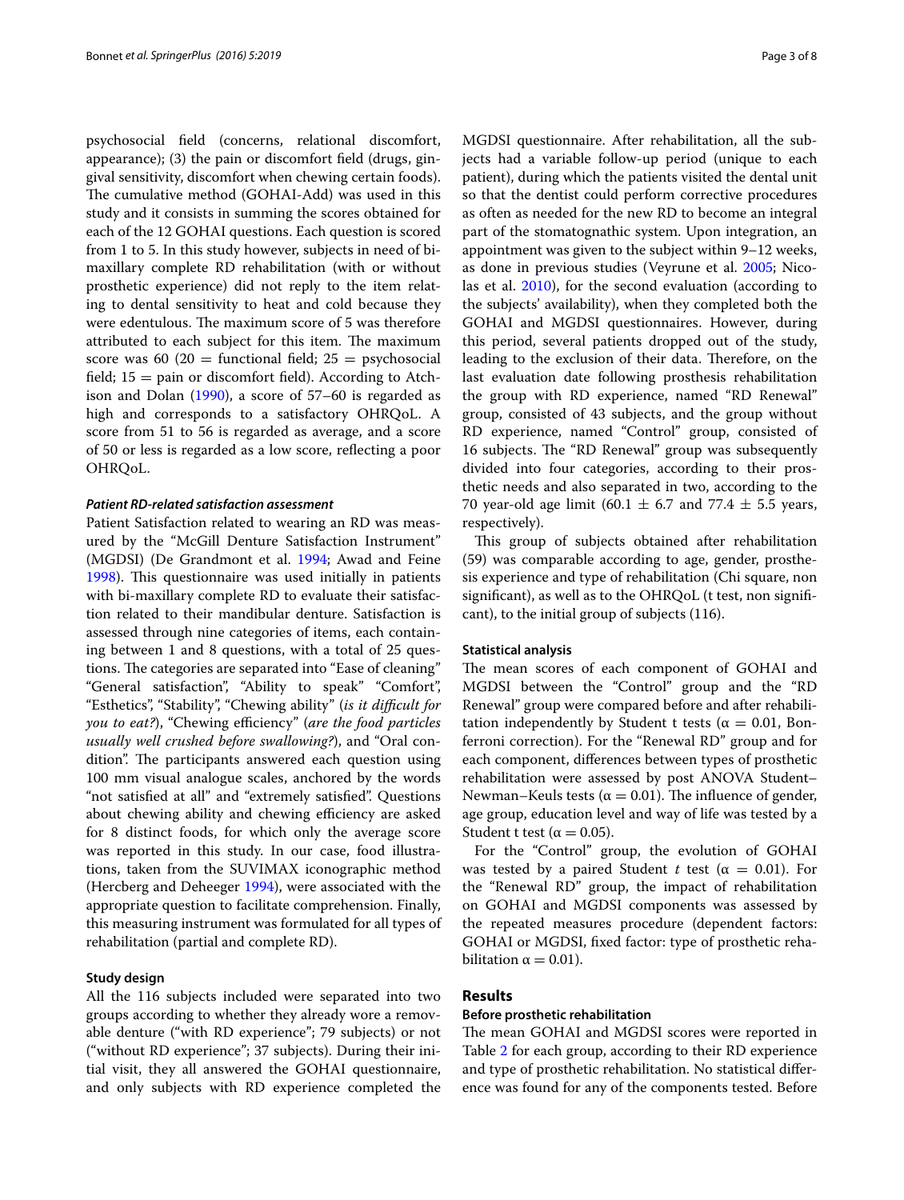psychosocial field (concerns, relational discomfort, appearance); (3) the pain or discomfort field (drugs, gingival sensitivity, discomfort when chewing certain foods). The cumulative method (GOHAI-Add) was used in this study and it consists in summing the scores obtained for each of the 12 GOHAI questions. Each question is scored from 1 to 5. In this study however, subjects in need of bi-maxillary complete RD rehabilitation (with or without prosthetic experience) did not reply to the item relating to dental sensitivity to heat and cold because they were edentulous. The maximum score of 5 was therefore attributed to each subject for this item. The maximum score was 60 (20 = functional field; 25 = psychosocial field; 15 = pain or discomfort field). According to Atchison and Dolan (1990), a score of 57–60 is regarded as high and corresponds to a satisfactory OHRQoL. A score from 51 to 56 is regarded as average, and a score of 50 or less is regarded as a low score, reflecting a poor OHRQoL.

#### *Patient RD-related satisfaction assessment*

Patient Satisfaction related to wearing an RD was measured by the "McGill Denture Satisfaction Instrument" (MGDSI) (De Grandmont et al. 1994; Awad and Feine 1998). This questionnaire was used initially in patients with bi-maxillary complete RD to evaluate their satisfaction related to their mandibular denture. Satisfaction is assessed through nine categories of items, each containing between 1 and 8 questions, with a total of 25 questions. The categories are separated into "Ease of cleaning" "General satisfaction", "Ability to speak" "Comfort", "Esthetics", "Stability", "Chewing ability" (*is it difficult for you to eat?*), "Chewing efficiency" (*are the food particles usually well crushed before swallowing?*), and "Oral condition". The participants answered each question using 100 mm visual analogue scales, anchored by the words "not satisfied at all" and "extremely satisfied". Questions about chewing ability and chewing efficiency are asked for 8 distinct foods, for which only the average score was reported in this study. In our case, food illustrations, taken from the SUVIMAX iconographic method (Hercberg and Deheeger 1994), were associated with the appropriate question to facilitate comprehension. Finally, this measuring instrument was formulated for all types of rehabilitation (partial and complete RD).

### Study design

All the 116 subjects included were separated into two groups according to whether they already wore a removable denture ("with RD experience"; 79 subjects) or not ("without RD experience"; 37 subjects). During their initial visit, they all answered the GOHAI questionnaire, and only subjects with RD experience completed the MGDSI questionnaire. After rehabilitation, all the subjects had a variable follow-up period (unique to each patient), during which the patients visited the dental unit so that the dentist could perform corrective procedures as often as needed for the new RD to become an integral part of the stomatognathic system. Upon integration, an appointment was given to the subject within 9–12 weeks, as done in previous studies (Veyrune et al. 2005; Nicolas et al. 2010), for the second evaluation (according to the subjects' availability), when they completed both the GOHAI and MGDSI questionnaires. However, during this period, several patients dropped out of the study, leading to the exclusion of their data. Therefore, on the last evaluation date following prosthesis rehabilitation the group with RD experience, named "RD Renewal" group, consisted of 43 subjects, and the group without RD experience, named "Control" group, consisted of 16 subjects. The "RD Renewal" group was subsequently divided into four categories, according to their prosthetic needs and also separated in two, according to the 70 year-old age limit (60.1 ± 6.7 and 77.4 ± 5.5 years, respectively).

This group of subjects obtained after rehabilitation (59) was comparable according to age, gender, prosthesis experience and type of rehabilitation (Chi square, non significant), as well as to the OHRQoL (t test, non significant), to the initial group of subjects (116).

### Statistical analysis

The mean scores of each component of GOHAI and MGDSI between the "Control" group and the "RD Renewal" group were compared before and after rehabilitation independently by Student t tests ($\alpha = 0.01$, Bonferroni correction). For the "Renewal RD" group and for each component, differences between types of prosthetic rehabilitation were assessed by post ANOVA Student–Newman–Keuls tests ($\alpha = 0.01$). The influence of gender, age group, education level and way of life was tested by a Student t test ($\alpha = 0.05$).

For the "Control" group, the evolution of GOHAI was tested by a paired Student *t* test ($\alpha = 0.01$). For the "Renewal RD" group, the impact of rehabilitation on GOHAI and MGDSI components was assessed by the repeated measures procedure (dependent factors: GOHAI or MGDSI, fixed factor: type of prosthetic rehabilitation $\alpha = 0.01$).

## Results

### Before prosthetic rehabilitation

The mean GOHAI and MGDSI scores were reported in Table 2 for each group, according to their RD experience and type of prosthetic rehabilitation. No statistical difference was found for any of the components tested. Before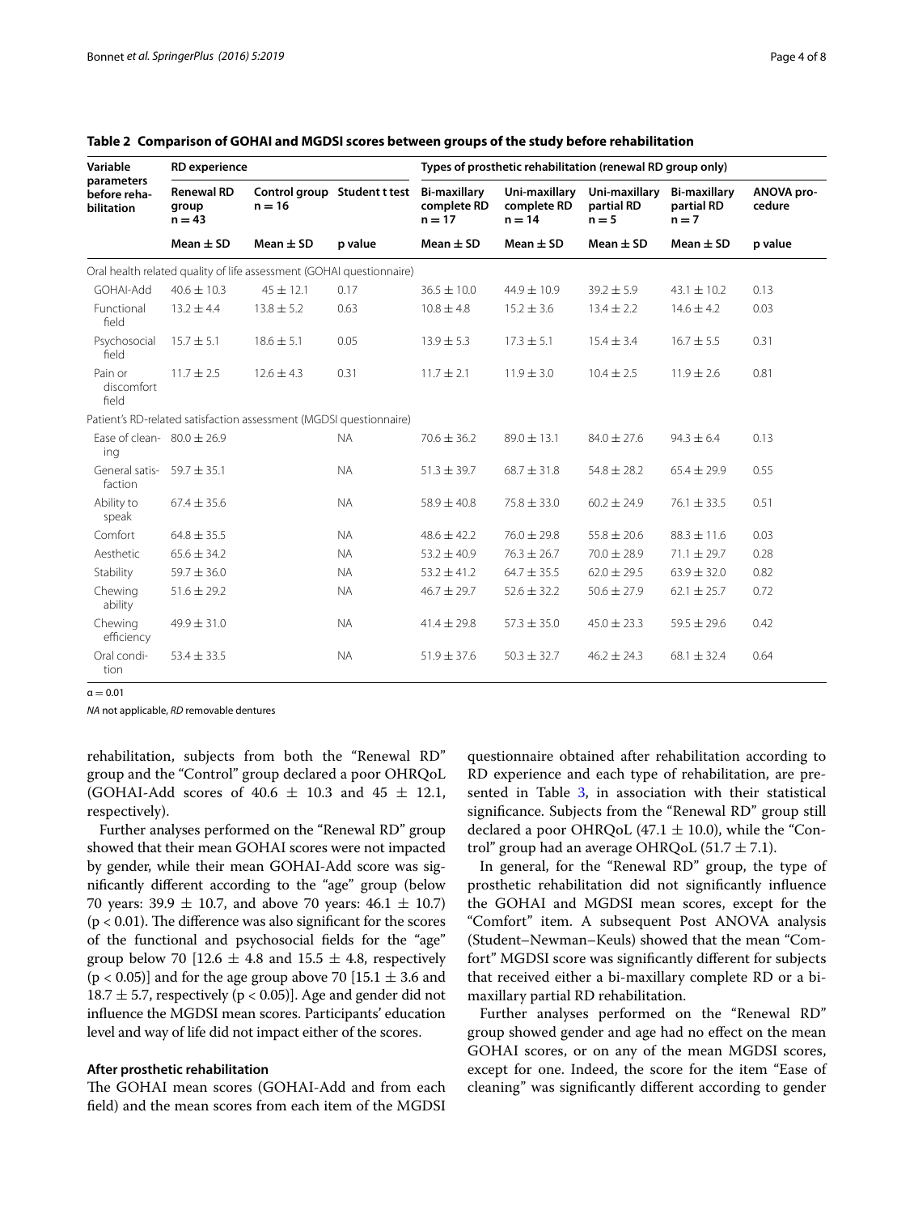**Table 2 Comparison of GOHAI and MGDSI scores between groups of the study before rehabilitation**

| Variable parameters before rehabilitation | RD experience | | | Types of prosthetic rehabilitation (renewal RD group only) | | | | |
|---|---|---|---|---|---|---|---|---|
| | Renewal RD group n = 43 | Control group n = 16 | Student t test | Bi-maxillary complete RD n = 17 | Uni-maxillary complete RD n = 14 | Uni-maxillary partial RD n = 5 | Bi-maxillary partial RD n = 7 | ANOVA procedure |
| | Mean ± SD | Mean ± SD | p value | Mean ± SD | Mean ± SD | Mean ± SD | Mean ± SD | p value |
| Oral health related quality of life assessment (GOHAI questionnaire) | | | | | | | | |
| GOHAI-Add | 40.6 ± 10.3 | 45 ± 12.1 | 0.17 | 36.5 ± 10.0 | 44.9 ± 10.9 | 39.2 ± 5.9 | 43.1 ± 10.2 | 0.13 |
| Functional field | 13.2 ± 4.4 | 13.8 ± 5.2 | 0.63 | 10.8 ± 4.8 | 15.2 ± 3.6 | 13.4 ± 2.2 | 14.6 ± 4.2 | 0.03 |
| Psychosocial field | 15.7 ± 5.1 | 18.6 ± 5.1 | 0.05 | 13.9 ± 5.3 | 17.3 ± 5.1 | 15.4 ± 3.4 | 16.7 ± 5.5 | 0.31 |
| Pain or discomfort field | 11.7 ± 2.5 | 12.6 ± 4.3 | 0.31 | 11.7 ± 2.1 | 11.9 ± 3.0 | 10.4 ± 2.5 | 11.9 ± 2.6 | 0.81 |
| Patient's RD-related satisfaction assessment (MGDSI questionnaire) | | | | | | | | |
| Ease of cleaning | 80.0 ± 26.9 | | NA | 70.6 ± 36.2 | 89.0 ± 13.1 | 84.0 ± 27.6 | 94.3 ± 6.4 | 0.13 |
| General satisfaction | 59.7 ± 35.1 | | NA | 51.3 ± 39.7 | 68.7 ± 31.8 | 54.8 ± 28.2 | 65.4 ± 29.9 | 0.55 |
| Ability to speak | 67.4 ± 35.6 | | NA | 58.9 ± 40.8 | 75.8 ± 33.0 | 60.2 ± 24.9 | 76.1 ± 33.5 | 0.51 |
| Comfort | 64.8 ± 35.5 | | NA | 48.6 ± 42.2 | 76.0 ± 29.8 | 55.8 ± 20.6 | 88.3 ± 11.6 | 0.03 |
| Aesthetic | 65.6 ± 34.2 | | NA | 53.2 ± 40.9 | 76.3 ± 26.7 | 70.0 ± 28.9 | 71.1 ± 29.7 | 0.28 |
| Stability | 59.7 ± 36.0 | | NA | 53.2 ± 41.2 | 64.7 ± 35.5 | 62.0 ± 29.5 | 63.9 ± 32.0 | 0.82 |
| Chewing ability | 51.6 ± 29.2 | | NA | 46.7 ± 29.7 | 52.6 ± 32.2 | 50.6 ± 27.9 | 62.1 ± 25.7 | 0.72 |
| Chewing efficiency | 49.9 ± 31.0 | | NA | 41.4 ± 29.8 | 57.3 ± 35.0 | 45.0 ± 23.3 | 59.5 ± 29.6 | 0.42 |
| Oral condition | 53.4 ± 33.5 | | NA | 51.9 ± 37.6 | 50.3 ± 32.7 | 46.2 ± 24.3 | 68.1 ± 32.4 | 0.64 |

$\alpha = 0.01$

*NA* not applicable, *RD* removable dentures

rehabilitation, subjects from both the "Renewal RD" group and the "Control" group declared a poor OHRQoL (GOHAI-Add scores of 40.6 ± 10.3 and 45 ± 12.1, respectively).

Further analyses performed on the "Renewal RD" group showed that their mean GOHAI scores were not impacted by gender, while their mean GOHAI-Add score was significantly different according to the "age" group (below 70 years: 39.9 ± 10.7, and above 70 years: 46.1 ± 10.7) ($p < 0.01$). The difference was also significant for the scores of the functional and psychosocial fields for the "age" group below 70 [12.6 ± 4.8 and 15.5 ± 4.8, respectively ($p < 0.05$)] and for the age group above 70 [15.1 ± 3.6 and 18.7 ± 5.7, respectively ($p < 0.05$)]. Age and gender did not influence the MGDSI mean scores. Participants' education level and way of life did not impact either of the scores.

### After prosthetic rehabilitation

The GOHAI mean scores (GOHAI-Add and from each field) and the mean scores from each item of the MGDSI questionnaire obtained after rehabilitation according to RD experience and each type of rehabilitation, are presented in Table 3, in association with their statistical significance. Subjects from the "Renewal RD" group still declared a poor OHRQoL (47.1 ± 10.0), while the "Control" group had an average OHRQoL (51.7 ± 7.1).

In general, for the "Renewal RD" group, the type of prosthetic rehabilitation did not significantly influence the GOHAI and MGDSI mean scores, except for the "Comfort" item. A subsequent Post ANOVA analysis (Student–Newman–Keuls) showed that the mean "Comfort" MGDSI score was significantly different for subjects that received either a bi-maxillary complete RD or a bi-maxillary partial RD rehabilitation.

Further analyses performed on the "Renewal RD" group showed gender and age had no effect on the mean GOHAI scores, or on any of the mean MGDSI scores, except for one. Indeed, the score for the item "Ease of cleaning" was significantly different according to gender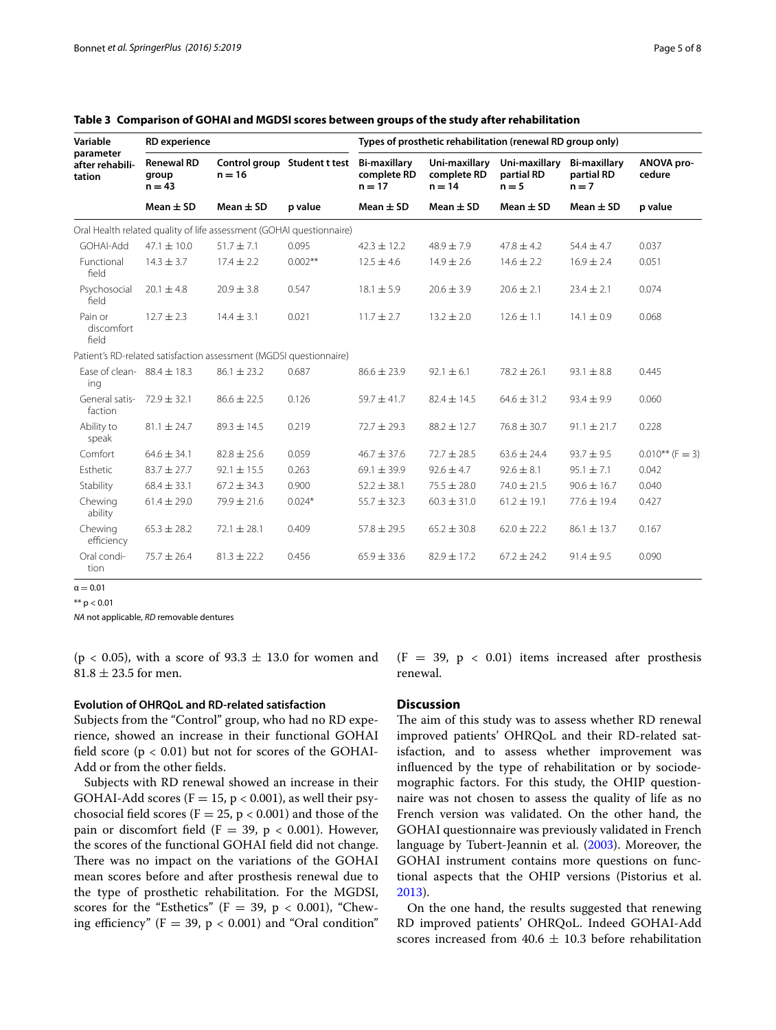**Table 3 Comparison of GOHAI and MGDSI scores between groups of the study after rehabilitation**

| Variable parameter after rehabilitation | RD experience | | | Types of prosthetic rehabilitation (renewal RD group only) | | | | |
|---|---|---|---|---|---|---|---|---|
| | Renewal RD group n = 43 | Control group n = 16 | Student t test | Bi-maxillary complete RD n = 17 | Uni-maxillary complete RD n = 14 | Uni-maxillary partial RD n = 5 | Bi-maxillary partial RD n = 7 | ANOVA procedure |
| | Mean ± SD | Mean ± SD | p value | Mean ± SD | Mean ± SD | Mean ± SD | Mean ± SD | p value |
| Oral Health related quality of life assessment (GOHAI questionnaire) | | | | | | | | |
| GOHAI-Add | 47.1 ± 10.0 | 51.7 ± 7.1 | 0.095 | 42.3 ± 12.2 | 48.9 ± 7.9 | 47.8 ± 4.2 | 54.4 ± 4.7 | 0.037 |
| Functional field | 14.3 ± 3.7 | 17.4 ± 2.2 | 0.002** | 12.5 ± 4.6 | 14.9 ± 2.6 | 14.6 ± 2.2 | 16.9 ± 2.4 | 0.051 |
| Psychosocial field | 20.1 ± 4.8 | 20.9 ± 3.8 | 0.547 | 18.1 ± 5.9 | 20.6 ± 3.9 | 20.6 ± 2.1 | 23.4 ± 2.1 | 0.074 |
| Pain or discomfort field | 12.7 ± 2.3 | 14.4 ± 3.1 | 0.021 | 11.7 ± 2.7 | 13.2 ± 2.0 | 12.6 ± 1.1 | 14.1 ± 0.9 | 0.068 |
| Patient's RD-related satisfaction assessment (MGDSI questionnaire) | | | | | | | | |
| Ease of cleaning | 88.4 ± 18.3 | 86.1 ± 23.2 | 0.687 | 86.6 ± 23.9 | 92.1 ± 6.1 | 78.2 ± 26.1 | 93.1 ± 8.8 | 0.445 |
| General satisfaction | 72.9 ± 32.1 | 86.6 ± 22.5 | 0.126 | 59.7 ± 41.7 | 82.4 ± 14.5 | 64.6 ± 31.2 | 93.4 ± 9.9 | 0.060 |
| Ability to speak | 81.1 ± 24.7 | 89.3 ± 14.5 | 0.219 | 72.7 ± 29.3 | 88.2 ± 12.7 | 76.8 ± 30.7 | 91.1 ± 21.7 | 0.228 |
| Comfort | 64.6 ± 34.1 | 82.8 ± 25.6 | 0.059 | 46.7 ± 37.6 | 72.7 ± 28.5 | 63.6 ± 24.4 | 93.7 ± 9.5 | 0.010** (F = 3) |
| Esthetic | 83.7 ± 27.7 | 92.1 ± 15.5 | 0.263 | 69.1 ± 39.9 | 92.6 ± 4.7 | 92.6 ± 8.1 | 95.1 ± 7.1 | 0.042 |
| Stability | 68.4 ± 33.1 | 67.2 ± 34.3 | 0.900 | 52.2 ± 38.1 | 75.5 ± 28.0 | 74.0 ± 21.5 | 90.6 ± 16.7 | 0.040 |
| Chewing ability | 61.4 ± 29.0 | 79.9 ± 21.6 | 0.024* | 55.7 ± 32.3 | 60.3 ± 31.0 | 61.2 ± 19.1 | 77.6 ± 19.4 | 0.427 |
| Chewing efficiency | 65.3 ± 28.2 | 72.1 ± 28.1 | 0.409 | 57.8 ± 29.5 | 65.2 ± 30.8 | 62.0 ± 22.2 | 86.1 ± 13.7 | 0.167 |
| Oral condition | 75.7 ± 26.4 | 81.3 ± 22.2 | 0.456 | 65.9 ± 33.6 | 82.9 ± 17.2 | 67.2 ± 24.2 | 91.4 ± 9.5 | 0.090 |

α = 0.01

** p < 0.01

*NA* not applicable, *RD* removable dentures

($p < 0.05$), with a score of 93.3 ± 13.0 for women and 81.8 ± 23.5 for men.

#### Evolution of OHRQoL and RD-related satisfaction

Subjects from the "Control" group, who had no RD experience, showed an increase in their functional GOHAI field score ($p < 0.01$) but not for scores of the GOHAI-Add or from the other fields.

Subjects with RD renewal showed an increase in their GOHAI-Add scores ($F = 15$, $p < 0.001$), as well their psychosocial field scores ($F = 25$, $p < 0.001$) and those of the pain or discomfort field ($F = 39$, $p < 0.001$). However, the scores of the functional GOHAI field did not change. There was no impact on the variations of the GOHAI mean scores before and after prosthesis renewal due to the type of prosthetic rehabilitation. For the MGDSI, scores for the "Esthetics" ($F = 39$, $p < 0.001$), "Chewing efficiency" ($F = 39$, $p < 0.001$) and "Oral condition" ($F = 39$, $p < 0.01$) items increased after prosthesis renewal.

## Discussion

The aim of this study was to assess whether RD renewal improved patients' OHRQoL and their RD-related satisfaction, and to assess whether improvement was influenced by the type of rehabilitation or by sociodemographic factors. For this study, the OHIP questionnaire was not chosen to assess the quality of life as no French version was validated. On the other hand, the GOHAI questionnaire was previously validated in French language by Tubert-Jeannin et al. (2003). Moreover, the GOHAI instrument contains more questions on functional aspects that the OHIP versions (Pistorius et al. 2013).

On the one hand, the results suggested that renewing RD improved patients' OHRQoL. Indeed GOHAI-Add scores increased from 40.6 ± 10.3 before rehabilitation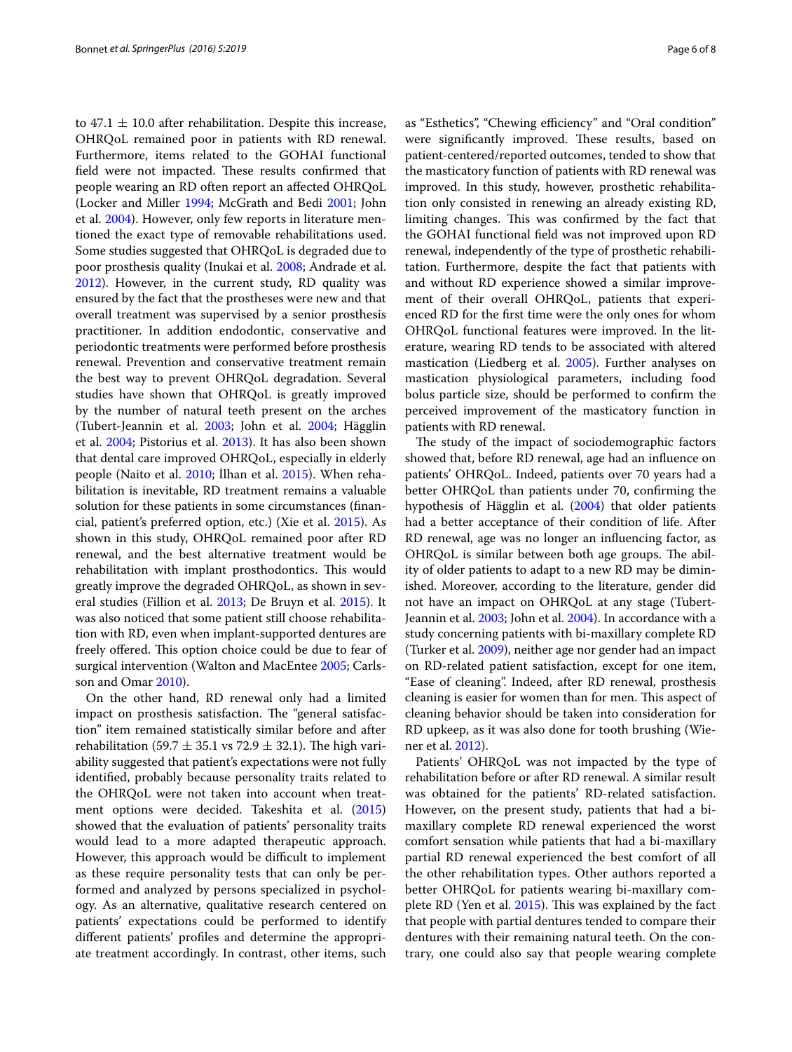to 47.1 ± 10.0 after rehabilitation. Despite this increase, OHRQoL remained poor in patients with RD renewal. Furthermore, items related to the GOHAI functional field were not impacted. These results confirmed that people wearing an RD often report an affected OHRQoL (Locker and Miller 1994; McGrath and Bedi 2001; John et al. 2004). However, only few reports in literature mentioned the exact type of removable rehabilitations used. Some studies suggested that OHRQoL is degraded due to poor prosthesis quality (Inukai et al. 2008; Andrade et al. 2012). However, in the current study, RD quality was ensured by the fact that the prostheses were new and that overall treatment was supervised by a senior prosthesis practitioner. In addition endodontic, conservative and periodontic treatments were performed before prosthesis renewal. Prevention and conservative treatment remain the best way to prevent OHRQoL degradation. Several studies have shown that OHRQoL is greatly improved by the number of natural teeth present on the arches (Tubert-Jeannin et al. 2003; John et al. 2004; Hägglin et al. 2004; Pistorius et al. 2013). It has also been shown that dental care improved OHRQoL, especially in elderly people (Naito et al. 2010; İlhan et al. 2015). When rehabilitation is inevitable, RD treatment remains a valuable solution for these patients in some circumstances (financial, patient's preferred option, etc.) (Xie et al. 2015). As shown in this study, OHRQoL remained poor after RD renewal, and the best alternative treatment would be rehabilitation with implant prosthodontics. This would greatly improve the degraded OHRQoL, as shown in several studies (Fillion et al. 2013; De Bruyn et al. 2015). It was also noticed that some patient still choose rehabilitation with RD, even when implant-supported dentures are freely offered. This option choice could be due to fear of surgical intervention (Walton and MacEntee 2005; Carlsson and Omar 2010).

On the other hand, RD renewal only had a limited impact on prosthesis satisfaction. The "general satisfaction" item remained statistically similar before and after rehabilitation (59.7 ± 35.1 vs 72.9 ± 32.1). The high variability suggested that patient's expectations were not fully identified, probably because personality traits related to the OHRQoL were not taken into account when treatment options were decided. Takeshita et al. (2015) showed that the evaluation of patients' personality traits would lead to a more adapted therapeutic approach. However, this approach would be difficult to implement as these require personality tests that can only be performed and analyzed by persons specialized in psychology. As an alternative, qualitative research centered on patients' expectations could be performed to identify different patients' profiles and determine the appropriate treatment accordingly. In contrast, other items, such as "Esthetics", "Chewing efficiency" and "Oral condition" were significantly improved. These results, based on patient-centered/reported outcomes, tended to show that the masticatory function of patients with RD renewal was improved. In this study, however, prosthetic rehabilitation only consisted in renewing an already existing RD, limiting changes. This was confirmed by the fact that the GOHAI functional field was not improved upon RD renewal, independently of the type of prosthetic rehabilitation. Furthermore, despite the fact that patients with and without RD experience showed a similar improvement of their overall OHRQoL, patients that experienced RD for the first time were the only ones for whom OHRQoL functional features were improved. In the literature, wearing RD tends to be associated with altered mastication (Liedberg et al. 2005). Further analyses on mastication physiological parameters, including food bolus particle size, should be performed to confirm the perceived improvement of the masticatory function in patients with RD renewal.

The study of the impact of sociodemographic factors showed that, before RD renewal, age had an influence on patients' OHRQoL. Indeed, patients over 70 years had a better OHRQoL than patients under 70, confirming the hypothesis of Hägglin et al. (2004) that older patients had a better acceptance of their condition of life. After RD renewal, age was no longer an influencing factor, as OHRQoL is similar between both age groups. The ability of older patients to adapt to a new RD may be diminished. Moreover, according to the literature, gender did not have an impact on OHRQoL at any stage (Tubert-Jeannin et al. 2003; John et al. 2004). In accordance with a study concerning patients with bi-maxillary complete RD (Turker et al. 2009), neither age nor gender had an impact on RD-related patient satisfaction, except for one item, "Ease of cleaning". Indeed, after RD renewal, prosthesis cleaning is easier for women than for men. This aspect of cleaning behavior should be taken into consideration for RD upkeep, as it was also done for tooth brushing (Wiener et al. 2012).

Patients' OHRQoL was not impacted by the type of rehabilitation before or after RD renewal. A similar result was obtained for the patients' RD-related satisfaction. However, on the present study, patients that had a bi-maxillary complete RD renewal experienced the worst comfort sensation while patients that had a bi-maxillary partial RD renewal experienced the best comfort of all the other rehabilitation types. Other authors reported a better OHRQoL for patients wearing bi-maxillary complete RD (Yen et al. 2015). This was explained by the fact that people with partial dentures tended to compare their dentures with their remaining natural teeth. On the contrary, one could also say that people wearing complete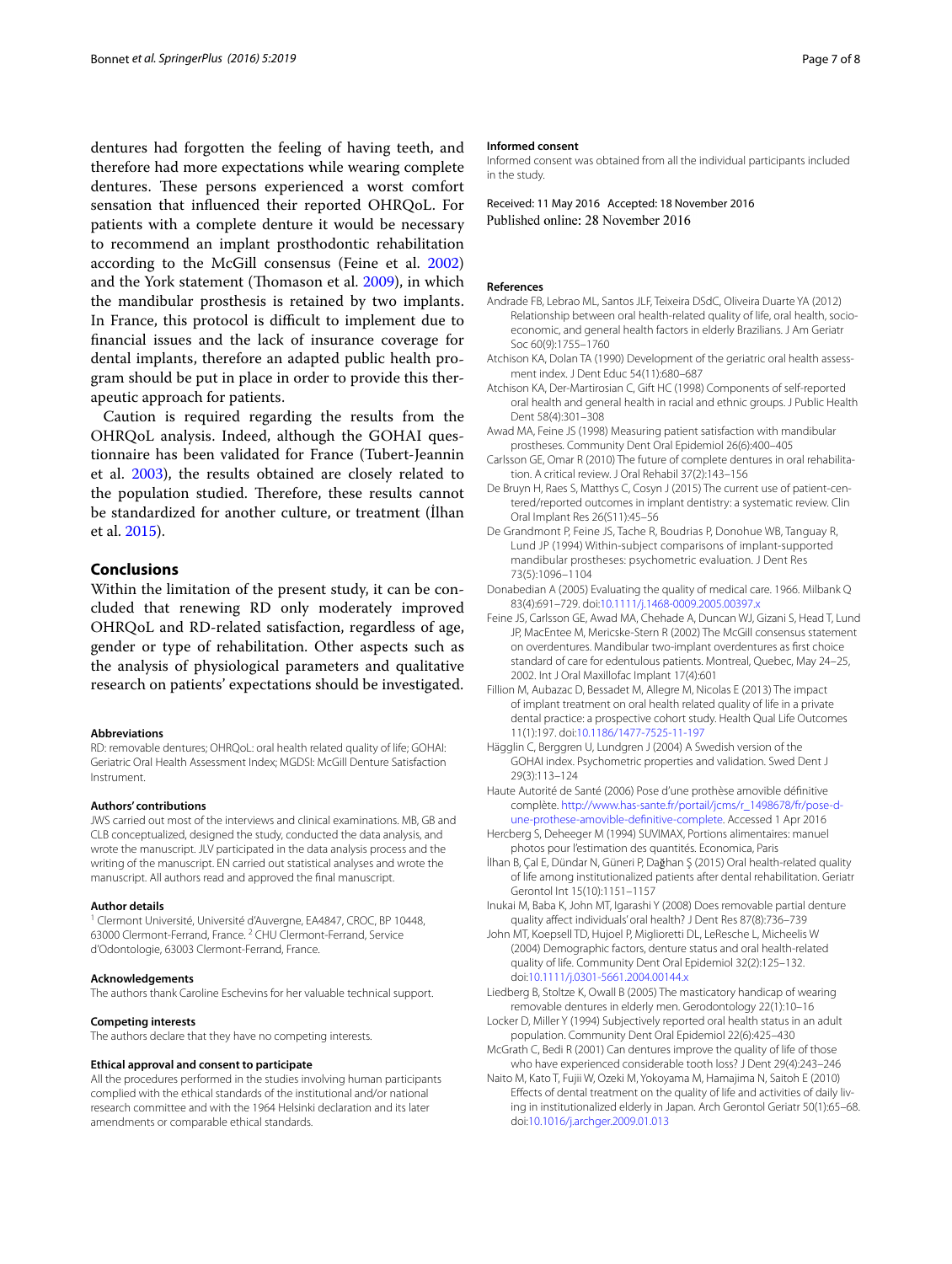dentures had forgotten the feeling of having teeth, and therefore had more expectations while wearing complete dentures. These persons experienced a worst comfort sensation that influenced their reported OHRQoL. For patients with a complete denture it would be necessary to recommend an implant prosthodontic rehabilitation according to the McGill consensus (Feine et al. 2002) and the York statement (Thomason et al. 2009), in which the mandibular prosthesis is retained by two implants. In France, this protocol is difficult to implement due to financial issues and the lack of insurance coverage for dental implants, therefore an adapted public health program should be put in place in order to provide this therapeutic approach for patients.

Caution is required regarding the results from the OHRQoL analysis. Indeed, although the GOHAI questionnaire has been validated for France (Tubert-Jeannin et al. 2003), the results obtained are closely related to the population studied. Therefore, these results cannot be standardized for another culture, or treatment (İlhan et al. 2015).

## Conclusions

Within the limitation of the present study, it can be concluded that renewing RD only moderately improved OHRQoL and RD-related satisfaction, regardless of age, gender or type of rehabilitation. Other aspects such as the analysis of physiological parameters and qualitative research on patients' expectations should be investigated.

#### Abbreviations

RD: removable dentures; OHRQoL: oral health related quality of life; GOHAI: Geriatric Oral Health Assessment Index; MGDSI: McGill Denture Satisfaction Instrument.

#### Authors' contributions

JWS carried out most of the interviews and clinical examinations. MB, GB and CLB conceptualized, designed the study, conducted the data analysis, and wrote the manuscript. JLV participated in the data analysis process and the writing of the manuscript. EN carried out statistical analyses and wrote the manuscript. All authors read and approved the final manuscript.

#### Author details

[1] Clermont Université, Université d'Auvergne, EA4847, CROC, BP 10448, 63000 Clermont-Ferrand, France. [2] CHU Clermont-Ferrand, Service d'Odontologie, 63003 Clermont-Ferrand, France.

#### Acknowledgements

The authors thank Caroline Eschevins for her valuable technical support.

#### Competing interests

The authors declare that they have no competing interests.

#### Ethical approval and consent to participate

All the procedures performed in the studies involving human participants complied with the ethical standards of the institutional and/or national research committee and with the 1964 Helsinki declaration and its later amendments or comparable ethical standards.

#### Informed consent

Informed consent was obtained from all the individual participants included in the study.

Received: 11 May 2016 Accepted: 18 November 2016
Published online: 28 November 2016

#### References

Andrade FB, Lebrao ML, Santos JLF, Teixeira DSdC, Oliveira Duarte YA (2012) Relationship between oral health-related quality of life, oral health, socioeconomic, and general health factors in elderly Brazilians. J Am Geriatr Soc 60(9):1755–1760

Atchison KA, Dolan TA (1990) Development of the geriatric oral health assessment index. J Dent Educ 54(11):680–687

Atchison KA, Der-Martirosian C, Gift HC (1998) Components of self-reported oral health and general health in racial and ethnic groups. J Public Health Dent 58(4):301–308

Awad MA, Feine JS (1998) Measuring patient satisfaction with mandibular prostheses. Community Dent Oral Epidemiol 26(6):400–405

Carlsson GE, Omar R (2010) The future of complete dentures in oral rehabilitation. A critical review. J Oral Rehabil 37(2):143–156

De Bruyn H, Raes S, Matthys C, Cosyn J (2015) The current use of patient-centered/reported outcomes in implant dentistry: a systematic review. Clin Oral Implant Res 26(S11):45–56

De Grandmont P, Feine JS, Tache R, Boudrias P, Donohue WB, Tanguay R, Lund JP (1994) Within-subject comparisons of implant-supported mandibular prostheses: psychometric evaluation. J Dent Res 73(5):1096–1104

Donabedian A (2005) Evaluating the quality of medical care. 1966. Milbank Q 83(4):691–729. doi:10.1111/j.1468-0009.2005.00397.x

Feine JS, Carlsson GE, Awad MA, Chehade A, Duncan WJ, Gizani S, Head T, Lund JP, MacEntee M, Mericske-Stern R (2002) The McGill consensus statement on overdentures. Mandibular two-implant overdentures as first choice standard of care for edentulous patients. Montreal, Quebec, May 24–25, 2002. Int J Oral Maxillofac Implant 17(4):601

Fillion M, Aubazac D, Bessadet M, Allegre M, Nicolas E (2013) The impact of implant treatment on oral health related quality of life in a private dental practice: a prospective cohort study. Health Qual Life Outcomes 11(1):197. doi:10.1186/1477-7525-11-197

Hägglin C, Berggren U, Lundgren J (2004) A Swedish version of the GOHAI index. Psychometric properties and validation. Swed Dent J 29(3):113–124

Haute Autorité de Santé (2006) Pose d'une prothèse amovible définitive complète. http://www.has-sante.fr/portail/jcms/r_1498678/fr/pose-d-une-prothese-amovible-definitive-complete. Accessed 1 Apr 2016

Hercberg S, Deheeger M (1994) SUVIMAX, Portions alimentaires: manuel photos pour l'estimation des quantités. Economica, Paris

İlhan B, Çal E, Dündar N, Güneri P, Dağhan Ş (2015) Oral health-related quality of life among institutionalized patients after dental rehabilitation. Geriatr Gerontol Int 15(10):1151–1157

Inukai M, Baba K, John MT, Igarashi Y (2008) Does removable partial denture quality affect individuals' oral health? J Dent Res 87(8):736–739

John MT, Koepsell TD, Hujoel P, Miglioretti DL, LeResche L, Micheelis W (2004) Demographic factors, denture status and oral health-related quality of life. Community Dent Oral Epidemiol 32(2):125–132. doi:10.1111/j.0301-5661.2004.00144.x

Liedberg B, Stoltze K, Owall B (2005) The masticatory handicap of wearing removable dentures in elderly men. Gerodontology 22(1):10–16

Locker D, Miller Y (1994) Subjectively reported oral health status in an adult population. Community Dent Oral Epidemiol 22(6):425–430

McGrath C, Bedi R (2001) Can dentures improve the quality of life of those who have experienced considerable tooth loss? J Dent 29(4):243–246

Naito M, Kato T, Fujii W, Ozeki M, Yokoyama M, Hamajima N, Saitoh E (2010) Effects of dental treatment on the quality of life and activities of daily living in institutionalized elderly in Japan. Arch Gerontol Geriatr 50(1):65–68. doi:10.1016/j.archger.2009.01.013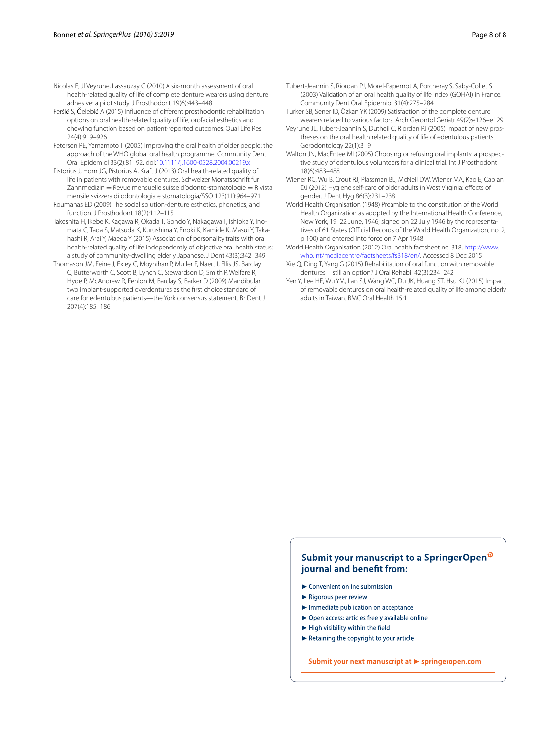Nicolas E, JI Veyrune, Lassauzay C (2010) A six-month assessment of oral health-related quality of life of complete denture wearers using denture adhesive: a pilot study. J Prosthodont 19(6):443–448

Peršić S, Čelebić A (2015) Influence of different prosthodontic rehabilitation options on oral health-related quality of life, orofacial esthetics and chewing function based on patient-reported outcomes. Qual Life Res 24(4):919–926

Petersen PE, Yamamoto T (2005) Improving the oral health of older people: the approach of the WHO global oral health programme. Community Dent Oral Epidemiol 33(2):81–92. doi:10.1111/j.1600-0528.2004.00219.x

Pistorius J, Horn JG, Pistorius A, Kraft J (2013) Oral health-related quality of life in patients with removable dentures. Schweizer Monatsschrift fur Zahnmedizin = Revue mensuelle suisse d'odonto-stomatologie = Rivista mensile svizzera di odontologia e stomatologia/SSO 123(11):964–971

Roumanas ED (2009) The social solution-denture esthetics, phonetics, and function. J Prosthodont 18(2):112–115

Takeshita H, Ikebe K, Kagawa R, Okada T, Gondo Y, Nakagawa T, Ishioka Y, Inomata C, Tada S, Matsuda K, Kurushima Y, Enoki K, Kamide K, Masui Y, Takahashi R, Arai Y, Maeda Y (2015) Association of personality traits with oral health-related quality of life independently of objective oral health status: a study of community-dwelling elderly Japanese. J Dent 43(3):342–349

Thomason JM, Feine J, Exley C, Moynihan P, Muller F, Naert I, Ellis JS, Barclay C, Butterworth C, Scott B, Lynch C, Stewardson D, Smith P, Welfare R, Hyde P, McAndrew R, Fenlon M, Barclay S, Barker D (2009) Mandibular two implant-supported overdentures as the first choice standard of care for edentulous patients—the York consensus statement. Br Dent J 207(4):185–186

Tubert-Jeannin S, Riordan PJ, Morel-Papernot A, Porcheray S, Saby-Collet S (2003) Validation of an oral health quality of life index (GOHAI) in France. Community Dent Oral Epidemiol 31(4):275–284

Turker SB, Sener ID, Özkan YK (2009) Satisfaction of the complete denture wearers related to various factors. Arch Gerontol Geriatr 49(2):e126–e129

Veyrune JL, Tubert-Jeannin S, Dutheil C, Riordan PJ (2005) Impact of new prostheses on the oral health related quality of life of edentulous patients. Gerodontology 22(1):3–9

Walton JN, MacEntee MI (2005) Choosing or refusing oral implants: a prospective study of edentulous volunteers for a clinical trial. Int J Prosthodont 18(6):483–488

Wiener RC, Wu B, Crout RJ, Plassman BL, McNeil DW, Wiener MA, Kao E, Caplan DJ (2012) Hygiene self-care of older adults in West Virginia: effects of gender. J Dent Hyg 86(3):231–238

World Health Organisation (1948) Preamble to the constitution of the World Health Organization as adopted by the International Health Conference, New York, 19–22 June, 1946; signed on 22 July 1946 by the representatives of 61 States (Official Records of the World Health Organization, no. 2, p 100) and entered into force on 7 Apr 1948

World Health Organisation (2012) Oral health factsheet no. 318. http://www.who.int/mediacentre/factsheets/fs318/en/. Accessed 8 Dec 2015

Xie Q, Ding T, Yang G (2015) Rehabilitation of oral function with removable dentures—still an option? J Oral Rehabil 42(3):234–242

Yen Y, Lee HE, Wu YM, Lan SJ, Wang WC, Du JK, Huang ST, Hsu KJ (2015) Impact of removable dentures on oral health-related quality of life among elderly adults in Taiwan. BMC Oral Health 15:1

**Submit your manuscript to a SpringerOpen journal and benefit from:**

- ► Convenient online submission
- ► Rigorous peer review
- ► Immediate publication on acceptance
- ► Open access: articles freely available online
- ► High visibility within the field
- ► Retaining the copyright to your article

**Submit your next manuscript at ► springeropen.com**